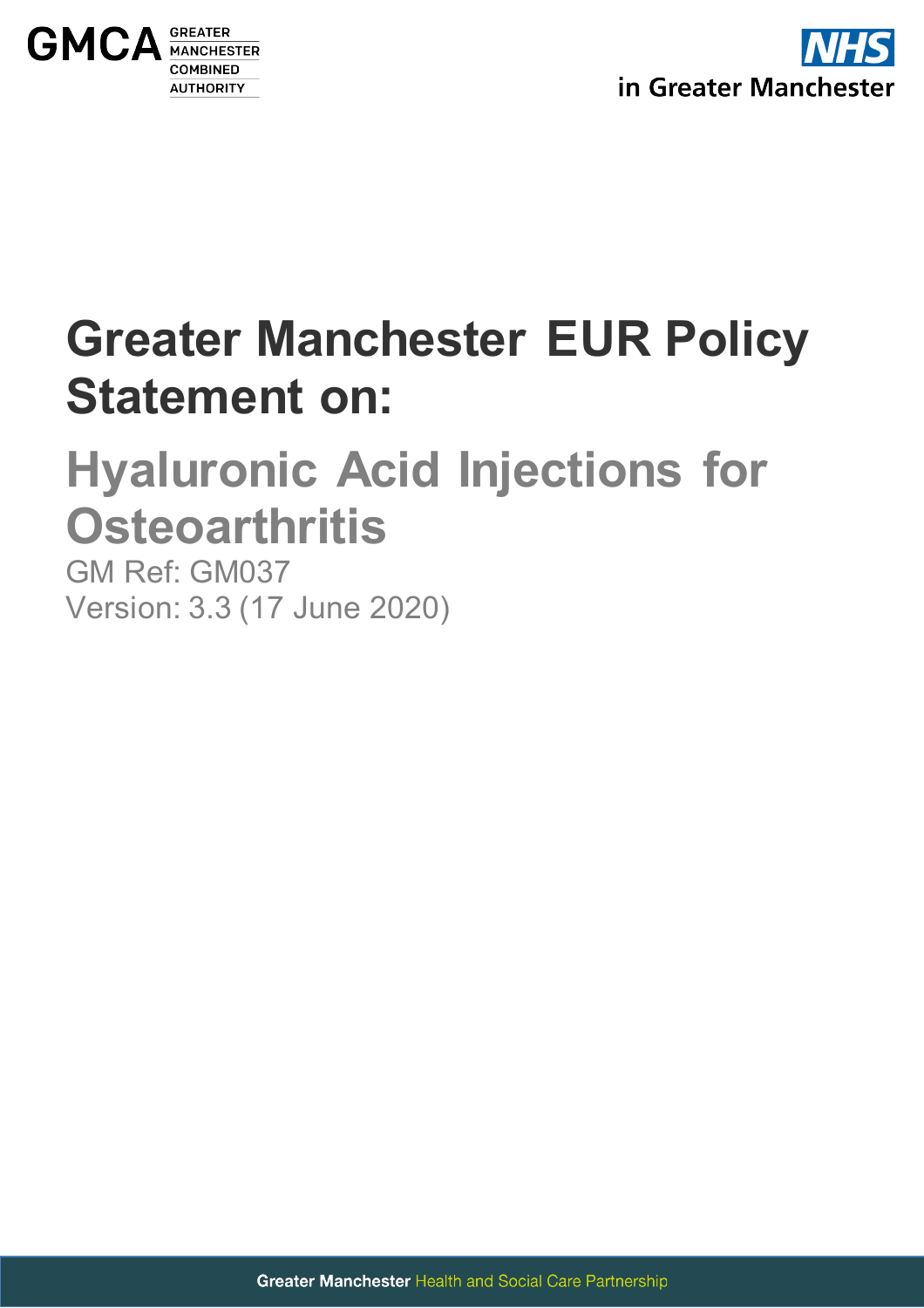GMCA GREATER MANCHESTER COMBINED AUTHORITY

NHS in Greater Manchester

# Greater Manchester EUR Policy Statement on:

## Hyaluronic Acid Injections for Osteoarthritis

GM Ref: GM037

Version: 3.3 (17 June 2020)

**Greater Manchester** Health and Social Care Partnership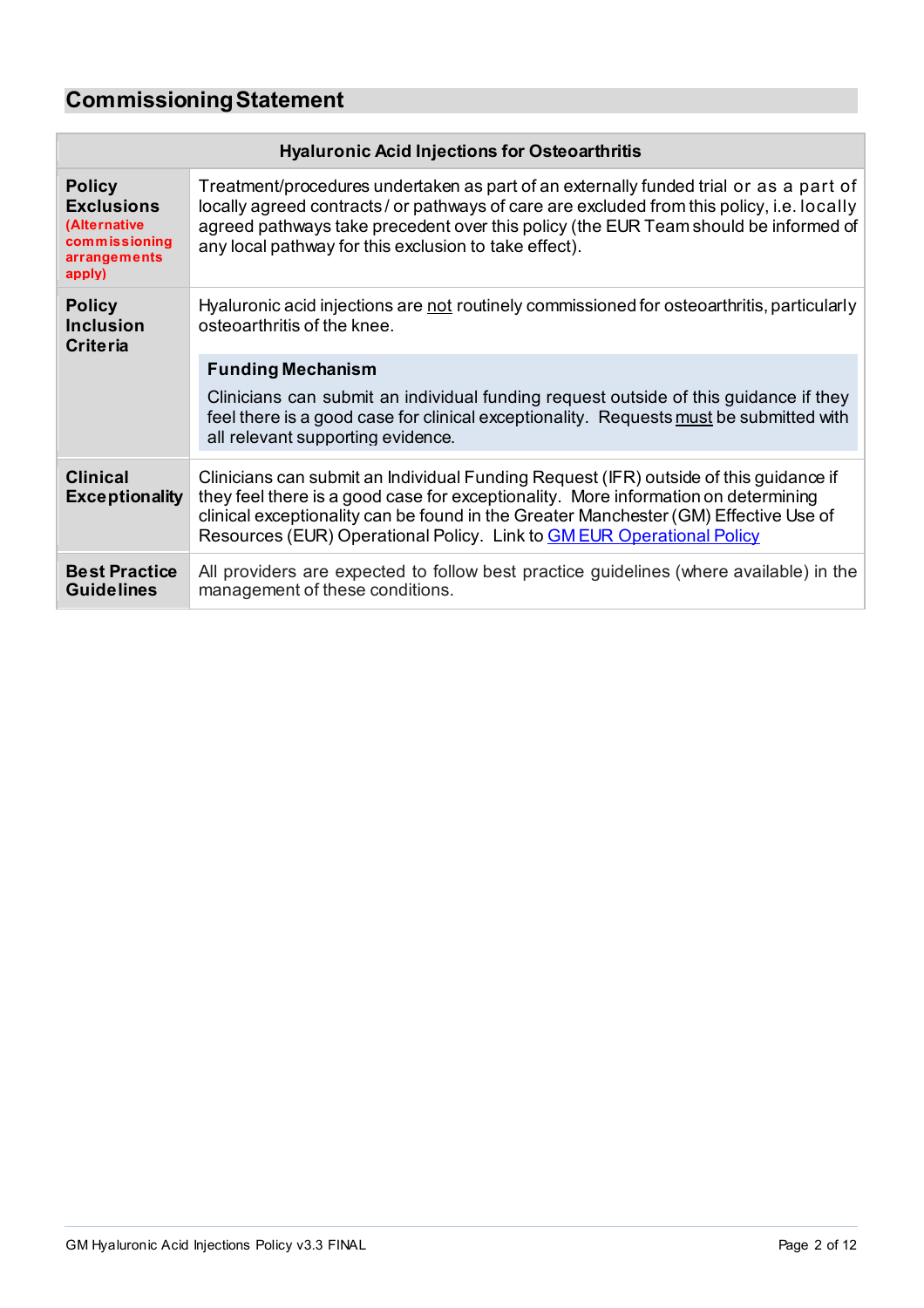## Commissioning Statement

| Hyaluronic Acid Injections for Osteoarthritis | |
|---|---|
| **Policy Exclusions** (Alternative commissioning arrangements apply) | Treatment/procedures undertaken as part of an externally funded trial or as a part of locally agreed contracts / or pathways of care are excluded from this policy, i.e. locally agreed pathways take precedent over this policy (the EUR Team should be informed of any local pathway for this exclusion to take effect). |
| **Policy Inclusion Criteria** | Hyaluronic acid injections are <u>not</u> routinely commissioned for osteoarthritis, particularly osteoarthritis of the knee.<br><br>**Funding Mechanism**<br>Clinicians can submit an individual funding request outside of this guidance if they feel there is a good case for clinical exceptionality. Requests <u>must</u> be submitted with all relevant supporting evidence. |
| **Clinical Exceptionality** | Clinicians can submit an Individual Funding Request (IFR) outside of this guidance if they feel there is a good case for exceptionality. More information on determining clinical exceptionality can be found in the Greater Manchester (GM) Effective Use of Resources (EUR) Operational Policy. Link to GM EUR Operational Policy |
| **Best Practice Guidelines** | All providers are expected to follow best practice guidelines (where available) in the management of these conditions. |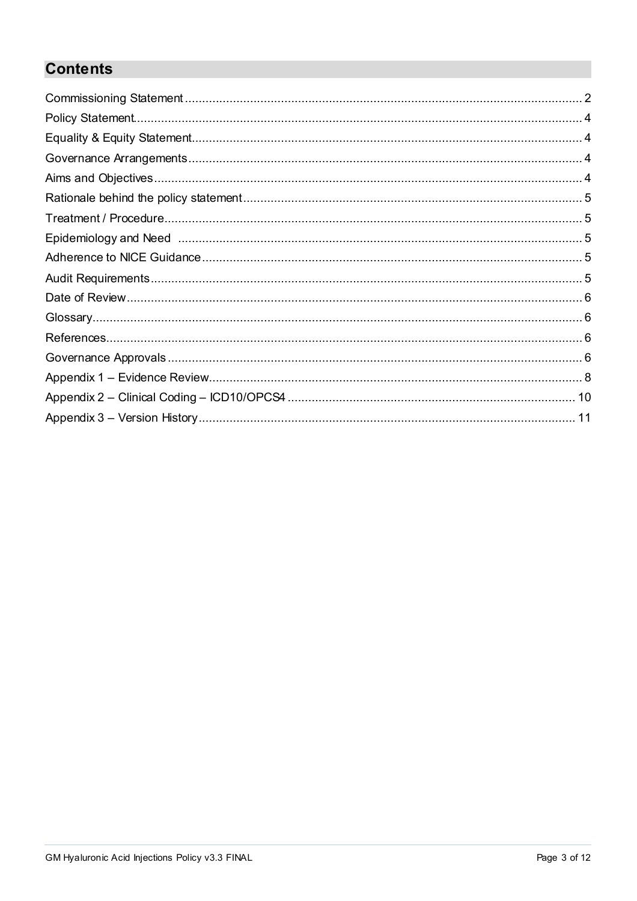## Contents

| | |
|---|---|
| Commissioning Statement | 2 |
| Policy Statement | 4 |
| Equality & Equity Statement | 4 |
| Governance Arrangements | 4 |
| Aims and Objectives | 4 |
| Rationale behind the policy statement | 5 |
| Treatment / Procedure | 5 |
| Epidemiology and Need | 5 |
| Adherence to NICE Guidance | 5 |
| Audit Requirements | 5 |
| Date of Review | 6 |
| Glossary | 6 |
| References | 6 |
| Governance Approvals | 6 |
| Appendix 1 – Evidence Review | 8 |
| Appendix 2 – Clinical Coding – ICD10/OPCS4 | 10 |
| Appendix 3 – Version History | 11 |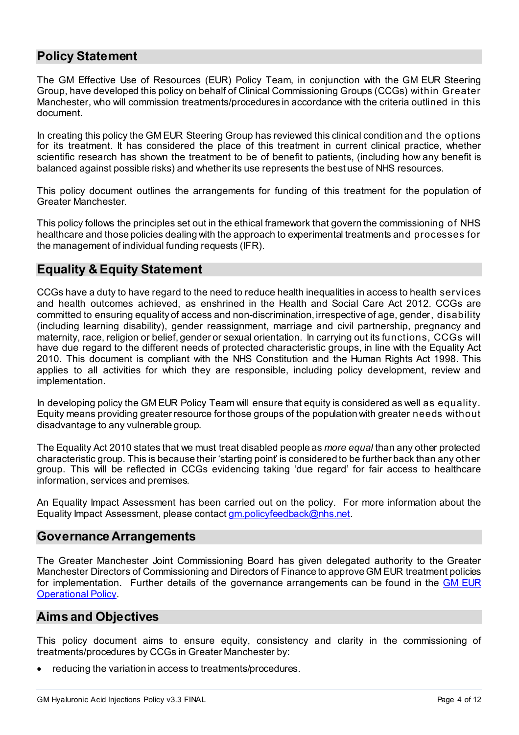## Policy Statement

The GM Effective Use of Resources (EUR) Policy Team, in conjunction with the GM EUR Steering Group, have developed this policy on behalf of Clinical Commissioning Groups (CCGs) within Greater Manchester, who will commission treatments/procedures in accordance with the criteria outlined in this document.

In creating this policy the GM EUR Steering Group has reviewed this clinical condition and the options for its treatment. It has considered the place of this treatment in current clinical practice, whether scientific research has shown the treatment to be of benefit to patients, (including how any benefit is balanced against possible risks) and whether its use represents the best use of NHS resources.

This policy document outlines the arrangements for funding of this treatment for the population of Greater Manchester.

This policy follows the principles set out in the ethical framework that govern the commissioning of NHS healthcare and those policies dealing with the approach to experimental treatments and processes for the management of individual funding requests (IFR).

## Equality & Equity Statement

CCGs have a duty to have regard to the need to reduce health inequalities in access to health services and health outcomes achieved, as enshrined in the Health and Social Care Act 2012. CCGs are committed to ensuring equality of access and non-discrimination, irrespective of age, gender, disability (including learning disability), gender reassignment, marriage and civil partnership, pregnancy and maternity, race, religion or belief, gender or sexual orientation. In carrying out its functions, CCGs will have due regard to the different needs of protected characteristic groups, in line with the Equality Act 2010. This document is compliant with the NHS Constitution and the Human Rights Act 1998. This applies to all activities for which they are responsible, including policy development, review and implementation.

In developing policy the GM EUR Policy Team will ensure that equity is considered as well as equality. Equity means providing greater resource for those groups of the population with greater needs without disadvantage to any vulnerable group.

The Equality Act 2010 states that we must treat disabled people as *more equal* than any other protected characteristic group. This is because their 'starting point' is considered to be further back than any other group. This will be reflected in CCGs evidencing taking 'due regard' for fair access to healthcare information, services and premises.

An Equality Impact Assessment has been carried out on the policy. For more information about the Equality Impact Assessment, please contact gm.policyfeedback@nhs.net.

## Governance Arrangements

The Greater Manchester Joint Commissioning Board has given delegated authority to the Greater Manchester Directors of Commissioning and Directors of Finance to approve GM EUR treatment policies for implementation. Further details of the governance arrangements can be found in the GM EUR Operational Policy.

## Aims and Objectives

This policy document aims to ensure equity, consistency and clarity in the commissioning of treatments/procedures by CCGs in Greater Manchester by:

- reducing the variation in access to treatments/procedures.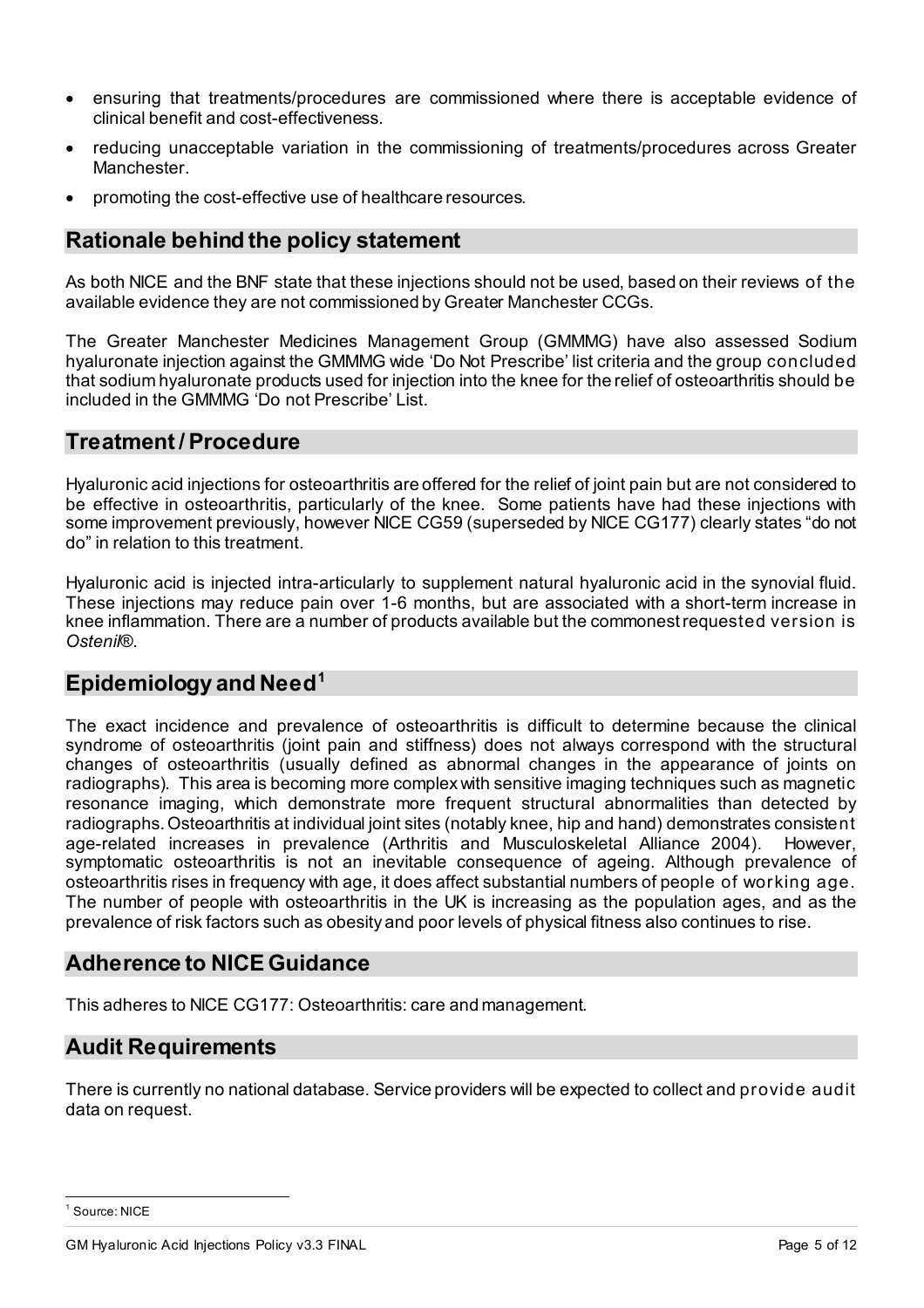- ensuring that treatments/procedures are commissioned where there is acceptable evidence of clinical benefit and cost-effectiveness.
- reducing unacceptable variation in the commissioning of treatments/procedures across Greater Manchester.
- promoting the cost-effective use of healthcare resources.

## Rationale behind the policy statement

As both NICE and the BNF state that these injections should not be used, based on their reviews of the available evidence they are not commissioned by Greater Manchester CCGs.

The Greater Manchester Medicines Management Group (GMMMG) have also assessed Sodium hyaluronate injection against the GMMMG wide 'Do Not Prescribe' list criteria and the group concluded that sodium hyaluronate products used for injection into the knee for the relief of osteoarthritis should be included in the GMMMG 'Do not Prescribe' List.

## Treatment / Procedure

Hyaluronic acid injections for osteoarthritis are offered for the relief of joint pain but are not considered to be effective in osteoarthritis, particularly of the knee. Some patients have had these injections with some improvement previously, however NICE CG59 (superseded by NICE CG177) clearly states "do not do" in relation to this treatment.

Hyaluronic acid is injected intra-articularly to supplement natural hyaluronic acid in the synovial fluid. These injections may reduce pain over 1-6 months, but are associated with a short-term increase in knee inflammation. There are a number of products available but the commonest requested version is *Ostenil®*.

## Epidemiology and Need[1]

The exact incidence and prevalence of osteoarthritis is difficult to determine because the clinical syndrome of osteoarthritis (joint pain and stiffness) does not always correspond with the structural changes of osteoarthritis (usually defined as abnormal changes in the appearance of joints on radiographs). This area is becoming more complex with sensitive imaging techniques such as magnetic resonance imaging, which demonstrate more frequent structural abnormalities than detected by radiographs. Osteoarthritis at individual joint sites (notably knee, hip and hand) demonstrates consistent age-related increases in prevalence (Arthritis and Musculoskeletal Alliance 2004). However, symptomatic osteoarthritis is not an inevitable consequence of ageing. Although prevalence of osteoarthritis rises in frequency with age, it does affect substantial numbers of people of working age. The number of people with osteoarthritis in the UK is increasing as the population ages, and as the prevalence of risk factors such as obesity and poor levels of physical fitness also continues to rise.

## Adherence to NICE Guidance

This adheres to NICE CG177: Osteoarthritis: care and management.

## Audit Requirements

There is currently no national database. Service providers will be expected to collect and provide audit data on request.

[1] Source: NICE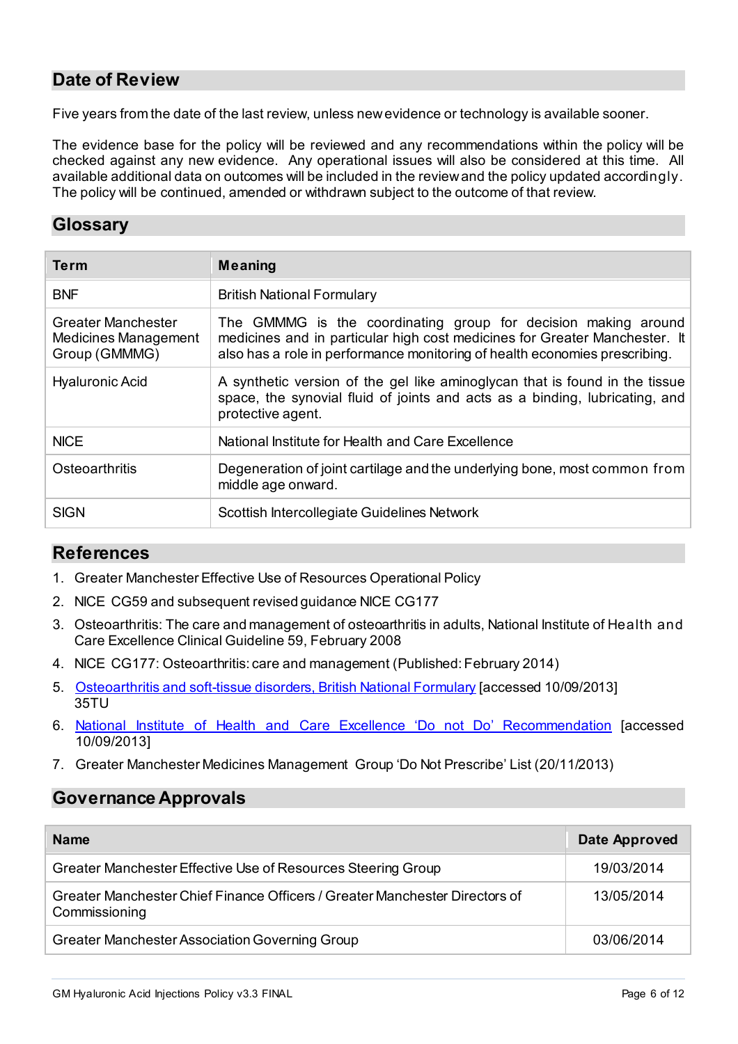## Date of Review

Five years from the date of the last review, unless new evidence or technology is available sooner.

The evidence base for the policy will be reviewed and any recommendations within the policy will be checked against any new evidence. Any operational issues will also be considered at this time. All available additional data on outcomes will be included in the review and the policy updated accordingly. The policy will be continued, amended or withdrawn subject to the outcome of that review.

## Glossary

| Term | Meaning |
|---|---|
| BNF | British National Formulary |
| Greater Manchester Medicines Management Group (GMMMG) | The GMMMG is the coordinating group for decision making around medicines and in particular high cost medicines for Greater Manchester. It also has a role in performance monitoring of health economies prescribing. |
| Hyaluronic Acid | A synthetic version of the gel like aminoglycan that is found in the tissue space, the synovial fluid of joints and acts as a binding, lubricating, and protective agent. |
| NICE | National Institute for Health and Care Excellence |
| Osteoarthritis | Degeneration of joint cartilage and the underlying bone, most common from middle age onward. |
| SIGN | Scottish Intercollegiate Guidelines Network |

## References

1. Greater Manchester Effective Use of Resources Operational Policy
2. NICE CG59 and subsequent revised guidance NICE CG177
3. Osteoarthritis: The care and management of osteoarthritis in adults, National Institute of Health and Care Excellence Clinical Guideline 59, February 2008
4. NICE CG177: Osteoarthritis: care and management (Published: February 2014)
5. Osteoarthritis and soft-tissue disorders, British National Formulary [accessed 10/09/2013] 35TU
6. National Institute of Health and Care Excellence 'Do not Do' Recommendation [accessed 10/09/2013]
7. Greater Manchester Medicines Management Group 'Do Not Prescribe' List (20/11/2013)

## Governance Approvals

| Name | Date Approved |
|---|---|
| Greater Manchester Effective Use of Resources Steering Group | 19/03/2014 |
| Greater Manchester Chief Finance Officers / Greater Manchester Directors of Commissioning | 13/05/2014 |
| Greater Manchester Association Governing Group | 03/06/2014 |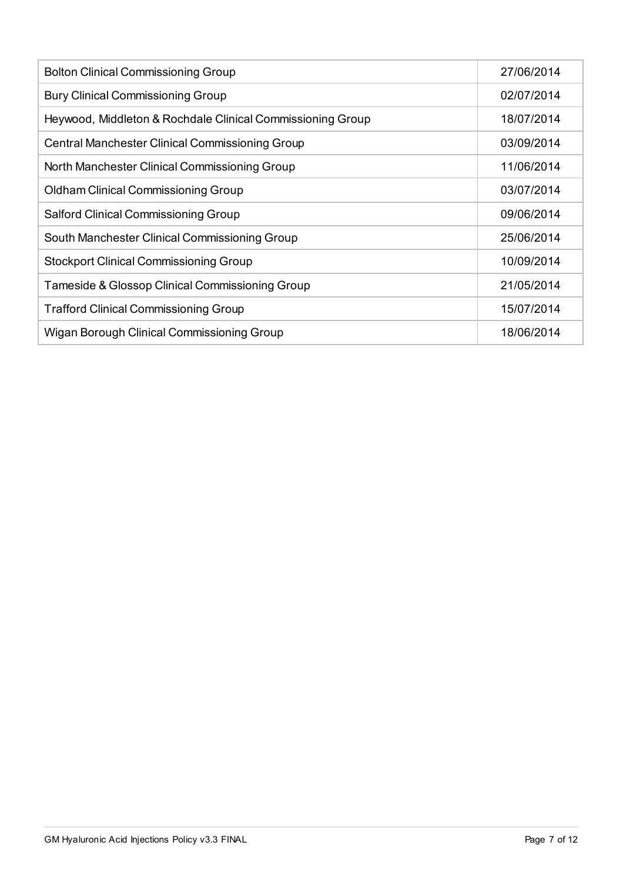| Bolton Clinical Commissioning Group | 27/06/2014 |
|---|---|
| Bury Clinical Commissioning Group | 02/07/2014 |
| Heywood, Middleton & Rochdale Clinical Commissioning Group | 18/07/2014 |
| Central Manchester Clinical Commissioning Group | 03/09/2014 |
| North Manchester Clinical Commissioning Group | 11/06/2014 |
| Oldham Clinical Commissioning Group | 03/07/2014 |
| Salford Clinical Commissioning Group | 09/06/2014 |
| South Manchester Clinical Commissioning Group | 25/06/2014 |
| Stockport Clinical Commissioning Group | 10/09/2014 |
| Tameside & Glossop Clinical Commissioning Group | 21/05/2014 |
| Trafford Clinical Commissioning Group | 15/07/2014 |
| Wigan Borough Clinical Commissioning Group | 18/06/2014 |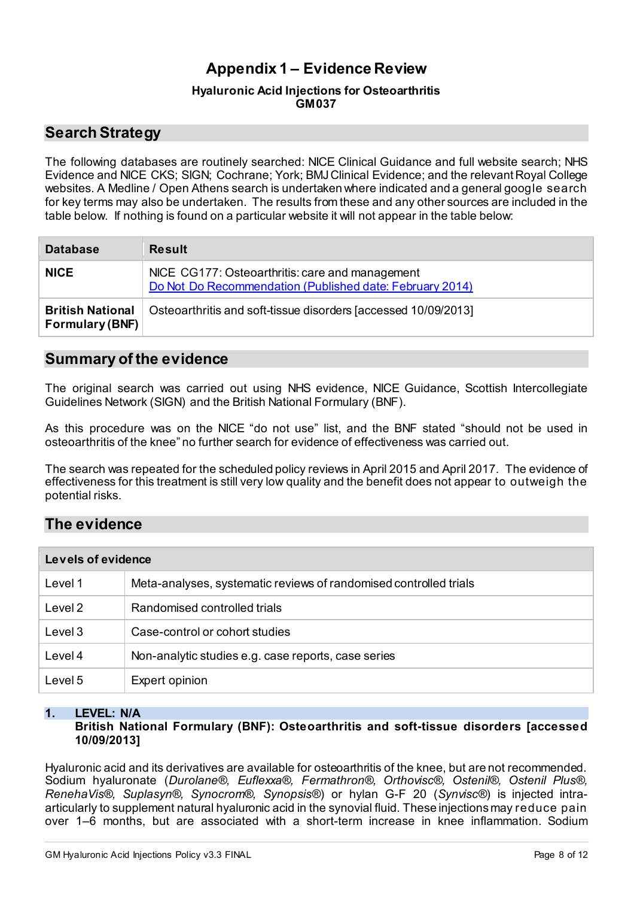# Appendix 1 – Evidence Review

**Hyaluronic Acid Injections for Osteoarthritis**
**GM037**

## Search Strategy

The following databases are routinely searched: NICE Clinical Guidance and full website search; NHS Evidence and NICE CKS; SIGN; Cochrane; York; BMJ Clinical Evidence; and the relevant Royal College websites. A Medline / Open Athens search is undertaken where indicated and a general google search for key terms may also be undertaken. The results from these and any other sources are included in the table below. If nothing is found on a particular website it will not appear in the table below:

| Database | Result |
|---|---|
| **NICE** | NICE CG177: Osteoarthritis: care and management<br>Do Not Do Recommendation (Published date: February 2014) |
| **British National Formulary (BNF)** | Osteoarthritis and soft-tissue disorders [accessed 10/09/2013] |

## Summary of the evidence

The original search was carried out using NHS evidence, NICE Guidance, Scottish Intercollegiate Guidelines Network (SIGN) and the British National Formulary (BNF).

As this procedure was on the NICE "do not use" list, and the BNF stated "should not be used in osteoarthritis of the knee" no further search for evidence of effectiveness was carried out.

The search was repeated for the scheduled policy reviews in April 2015 and April 2017. The evidence of effectiveness for this treatment is still very low quality and the benefit does not appear to outweigh the potential risks.

## The evidence

| Levels of evidence | |
|---|---|
| Level 1 | Meta-analyses, systematic reviews of randomised controlled trials |
| Level 2 | Randomised controlled trials |
| Level 3 | Case-control or cohort studies |
| Level 4 | Non-analytic studies e.g. case reports, case series |
| Level 5 | Expert opinion |

### 1. LEVEL: N/A
**British National Formulary (BNF): Osteoarthritis and soft-tissue disorders [accessed 10/09/2013]**

Hyaluronic acid and its derivatives are available for osteoarthritis of the knee, but are not recommended. Sodium hyaluronate (*Durolane®, Euflexxa®, Fermathron®, Orthovisc®, Ostenil®, Ostenil Plus®, RenehaVis®, Suplasyn®, Synocrom®, Synopsis®*) or hylan G-F 20 (*Synvisc®*) is injected intra-articularly to supplement natural hyaluronic acid in the synovial fluid. These injections may reduce pain over 1–6 months, but are associated with a short-term increase in knee inflammation. Sodium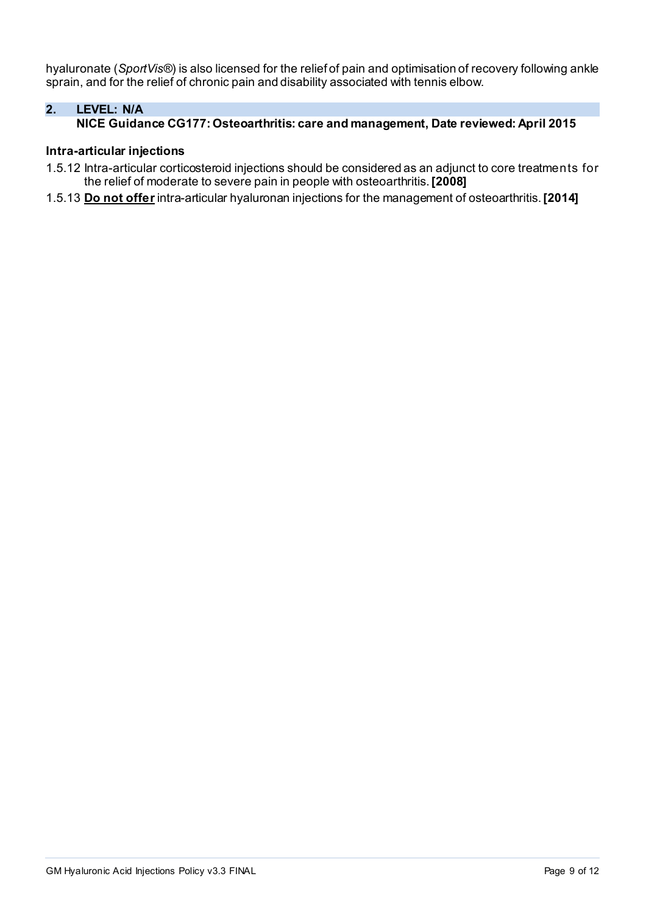hyaluronate (*SportVis®*) is also licensed for the relief of pain and optimisation of recovery following ankle sprain, and for the relief of chronic pain and disability associated with tennis elbow.

## 2. LEVEL: N/A

**NICE Guidance CG177: Osteoarthritis: care and management, Date reviewed: April 2015**

**Intra-articular injections**

1.5.12 Intra-articular corticosteroid injections should be considered as an adjunct to core treatments for the relief of moderate to severe pain in people with osteoarthritis. **[2008]**

1.5.13 **Do not offer** intra-articular hyaluronan injections for the management of osteoarthritis. **[2014]**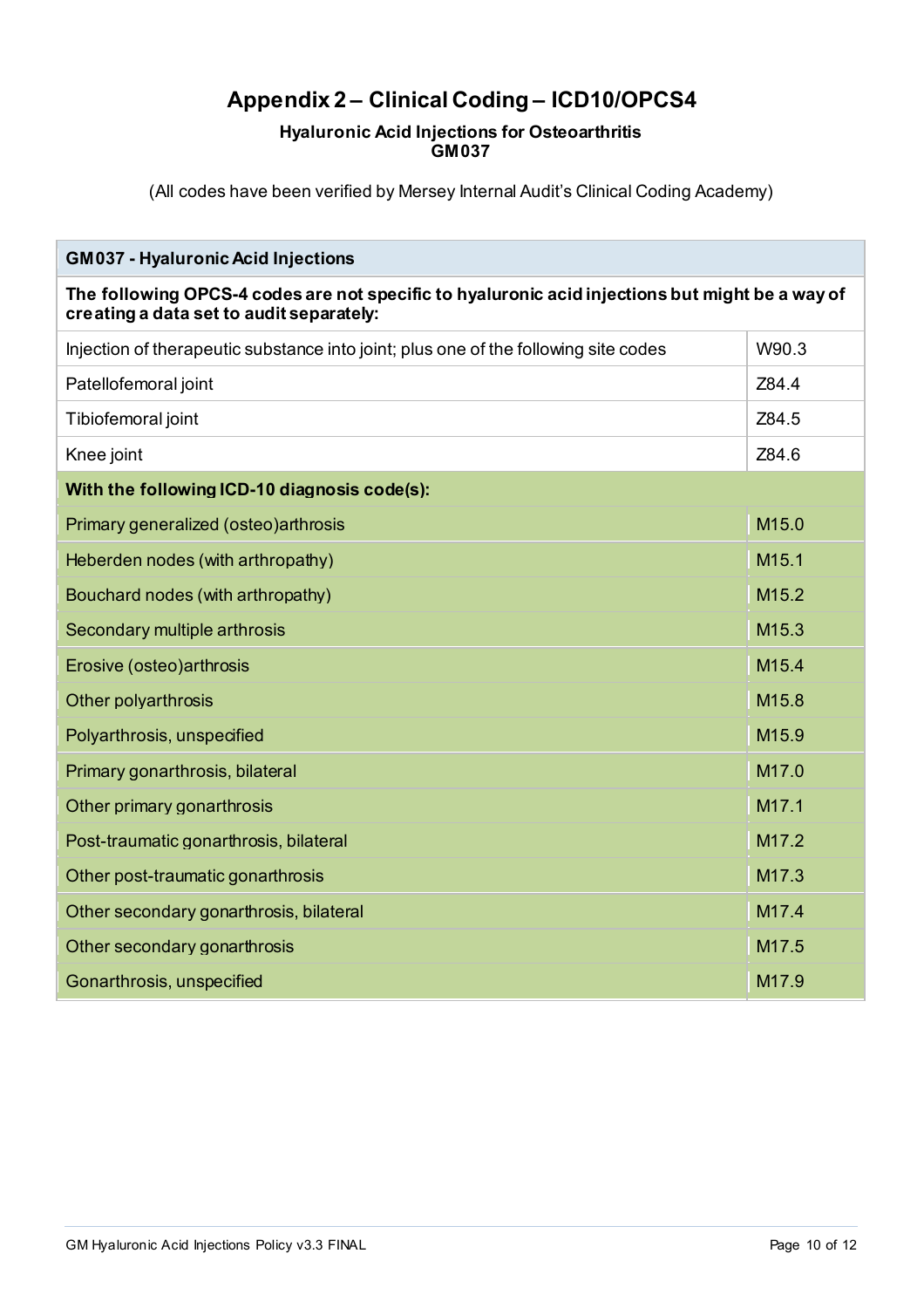# Appendix 2 – Clinical Coding – ICD10/OPCS4

**Hyaluronic Acid Injections for Osteoarthritis**
**GM037**

(All codes have been verified by Mersey Internal Audit's Clinical Coding Academy)

| GM037 - Hyaluronic Acid Injections | |
|---|---|
| **The following OPCS-4 codes are not specific to hyaluronic acid injections but might be a way of creating a data set to audit separately:** | |
| Injection of therapeutic substance into joint; plus one of the following site codes | W90.3 |
| Patellofemoral joint | Z84.4 |
| Tibiofemoral joint | Z84.5 |
| Knee joint | Z84.6 |
| **With the following ICD-10 diagnosis code(s):** | |
| Primary generalized (osteo)arthrosis | M15.0 |
| Heberden nodes (with arthropathy) | M15.1 |
| Bouchard nodes (with arthropathy) | M15.2 |
| Secondary multiple arthrosis | M15.3 |
| Erosive (osteo)arthrosis | M15.4 |
| Other polyarthrosis | M15.8 |
| Polyarthrosis, unspecified | M15.9 |
| Primary gonarthrosis, bilateral | M17.0 |
| Other primary gonarthrosis | M17.1 |
| Post-traumatic gonarthrosis, bilateral | M17.2 |
| Other post-traumatic gonarthrosis | M17.3 |
| Other secondary gonarthrosis, bilateral | M17.4 |
| Other secondary gonarthrosis | M17.5 |
| Gonarthrosis, unspecified | M17.9 |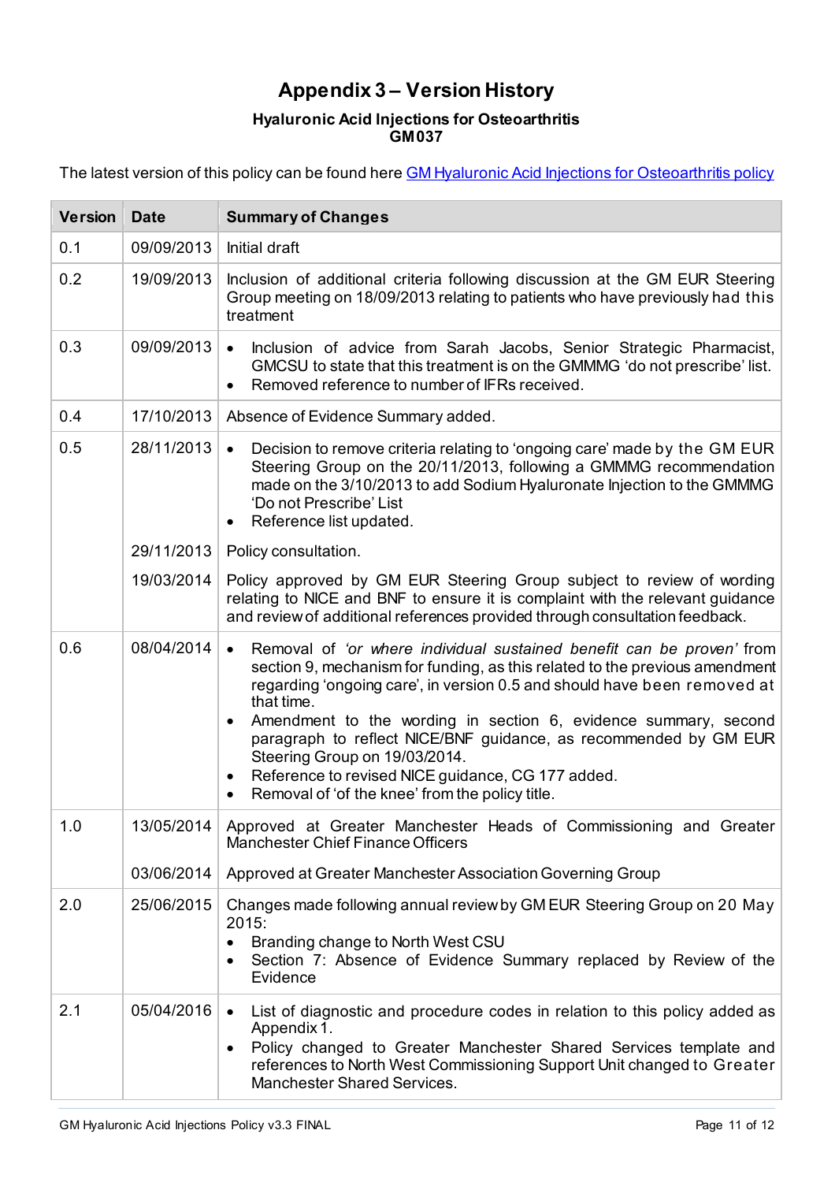# Appendix 3 – Version History

**Hyaluronic Acid Injections for Osteoarthritis**
**GM037**

The latest version of this policy can be found here [GM Hyaluronic Acid Injections for Osteoarthritis policy]

| Version | Date | Summary of Changes |
|---|---|---|
| 0.1 | 09/09/2013 | Initial draft |
| 0.2 | 19/09/2013 | Inclusion of additional criteria following discussion at the GM EUR Steering Group meeting on 18/09/2013 relating to patients who have previously had this treatment |
| 0.3 | 09/09/2013 | • Inclusion of advice from Sarah Jacobs, Senior Strategic Pharmacist, GMCSU to state that this treatment is on the GMMMG 'do not prescribe' list.<br>• Removed reference to number of IFRs received. |
| 0.4 | 17/10/2013 | Absence of Evidence Summary added. |
| 0.5 | 28/11/2013 | • Decision to remove criteria relating to 'ongoing care' made by the GM EUR Steering Group on the 20/11/2013, following a GMMMG recommendation made on the 3/10/2013 to add Sodium Hyaluronate Injection to the GMMMG 'Do not Prescribe' List<br>• Reference list updated. |
| | 29/11/2013 | Policy consultation. |
| | 19/03/2014 | Policy approved by GM EUR Steering Group subject to review of wording relating to NICE and BNF to ensure it is complaint with the relevant guidance and review of additional references provided through consultation feedback. |
| 0.6 | 08/04/2014 | • Removal of *'or where individual sustained benefit can be proven'* from section 9, mechanism for funding, as this related to the previous amendment regarding 'ongoing care', in version 0.5 and should have been removed at that time.<br>• Amendment to the wording in section 6, evidence summary, second paragraph to reflect NICE/BNF guidance, as recommended by GM EUR Steering Group on 19/03/2014.<br>• Reference to revised NICE guidance, CG 177 added.<br>• Removal of 'of the knee' from the policy title. |
| 1.0 | 13/05/2014 | Approved at Greater Manchester Heads of Commissioning and Greater Manchester Chief Finance Officers |
| | 03/06/2014 | Approved at Greater Manchester Association Governing Group |
| 2.0 | 25/06/2015 | Changes made following annual review by GM EUR Steering Group on 20 May 2015:<br>• Branding change to North West CSU<br>• Section 7: Absence of Evidence Summary replaced by Review of the Evidence |
| 2.1 | 05/04/2016 | • List of diagnostic and procedure codes in relation to this policy added as Appendix 1.<br>• Policy changed to Greater Manchester Shared Services template and references to North West Commissioning Support Unit changed to Greater Manchester Shared Services. |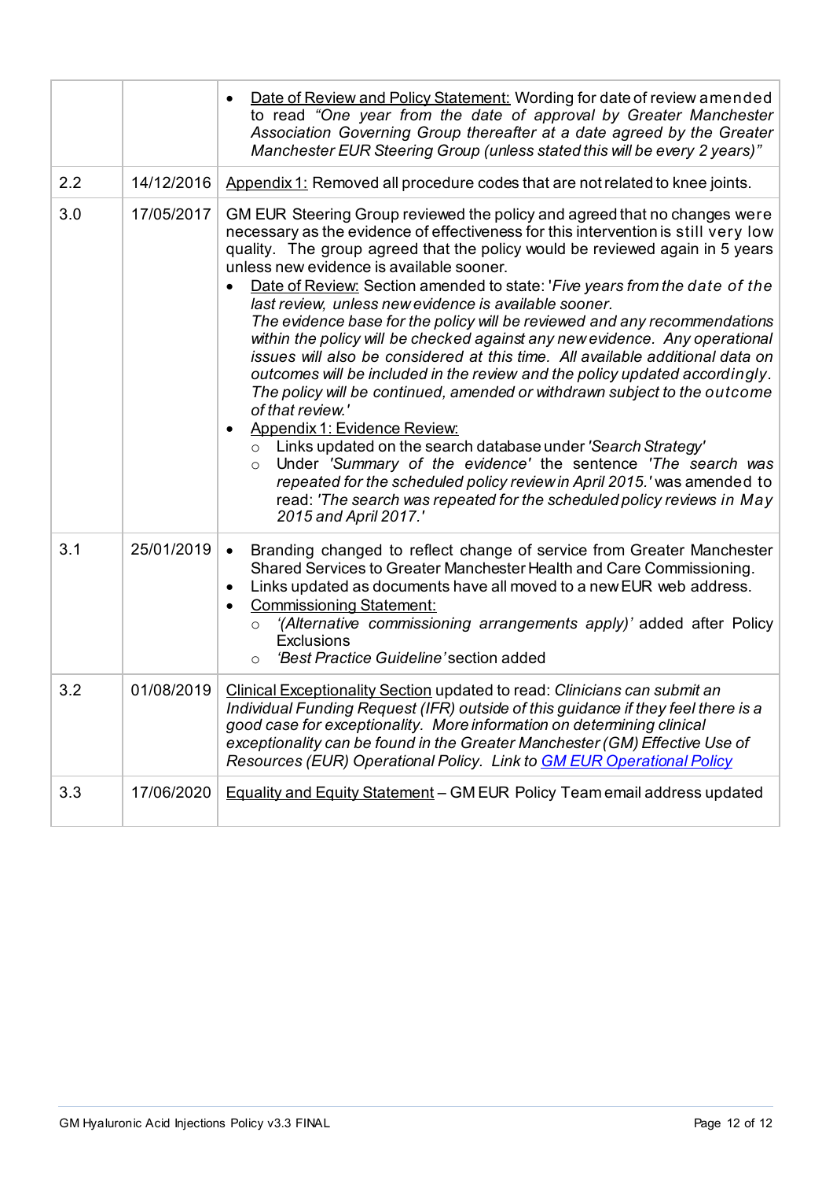| | | |
|---|---|---|
| | | • <u>Date of Review and Policy Statement:</u> Wording for date of review amended to read *"One year from the date of approval by Greater Manchester Association Governing Group thereafter at a date agreed by the Greater Manchester EUR Steering Group (unless stated this will be every 2 years)"* |
| 2.2 | 14/12/2016 | <u>Appendix 1:</u> Removed all procedure codes that are not related to knee joints. |
| 3.0 | 17/05/2017 | GM EUR Steering Group reviewed the policy and agreed that no changes were necessary as the evidence of effectiveness for this intervention is still very low quality. The group agreed that the policy would be reviewed again in 5 years unless new evidence is available sooner.<br>• <u>Date of Review:</u> Section amended to state: '*Five years from the date of the last review, unless new evidence is available sooner. The evidence base for the policy will be reviewed and any recommendations within the policy will be checked against any new evidence. Any operational issues will also be considered at this time. All available additional data on outcomes will be included in the review and the policy updated accordingly. The policy will be continued, amended or withdrawn subject to the outcome of that review.*'<br>• <u>Appendix 1: Evidence Review:</u><br>  ○ Links updated on the search database under *'Search Strategy'*<br>  ○ Under *'Summary of the evidence'* the sentence *'The search was repeated for the scheduled policy review in April 2015.'* was amended to read: *'The search was repeated for the scheduled policy reviews in May 2015 and April 2017.'* |
| 3.1 | 25/01/2019 | • Branding changed to reflect change of service from Greater Manchester Shared Services to Greater Manchester Health and Care Commissioning.<br>• Links updated as documents have all moved to a new EUR web address.<br>• <u>Commissioning Statement:</u><br>  ○ *'(Alternative commissioning arrangements apply)'* added after Policy Exclusions<br>  ○ *'Best Practice Guideline'* section added |
| 3.2 | 01/08/2019 | <u>Clinical Exceptionality Section</u> updated to read: *Clinicians can submit an Individual Funding Request (IFR) outside of this guidance if they feel there is a good case for exceptionality. More information on determining clinical exceptionality can be found in the Greater Manchester (GM) Effective Use of Resources (EUR) Operational Policy. Link to* [GM EUR Operational Policy]() |
| 3.3 | 17/06/2020 | <u>Equality and Equity Statement</u> – GM EUR Policy Team email address updated |